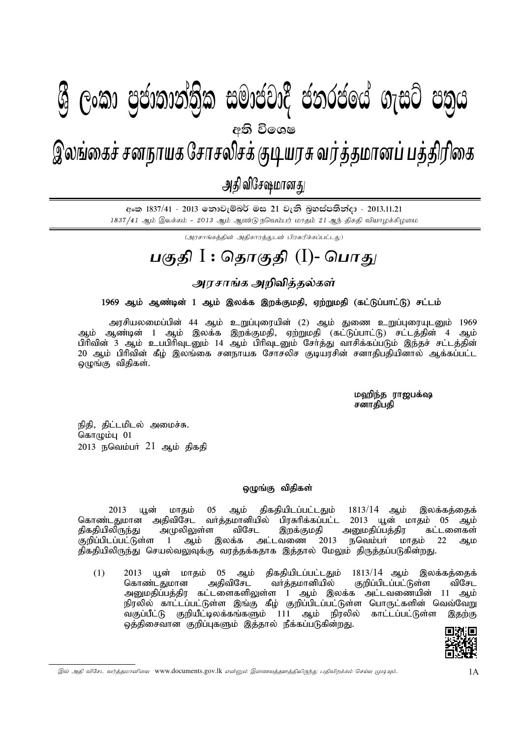# ශ්‍රී ලංකා ප්‍රජාතාන්ත්‍රික සමාජවාදී ජනරජයේ ගැසට් පත්‍රය

අති විශෙෂ

# இலங்கைச் சனநாயக சோசலிசக் குடியரசு வர்த்தமானப் பத்திரிகை

அதி விசேஷமானது

අංක 1837/41 - 2013 නොවැම්බර් මස 21 වැනි බ්‍රහස්පතින්දා - 2013.11.21

*1837/41 ஆம் இலக்கம் - 2013 ஆம் ஆண்டு நவெம்பர் மாதம் 21 ஆந் திகதி வியாழக்கிழமை*

*(அரசாங்கத்தின் அதிகாரத்துடன் பிரசுரிக்கப்பட்டது)*

## *பகுதி I : தொகுதி (I)- பொது*

### *அரசாங்க அறிவித்தல்கள்*

**1969 ஆம் ஆண்டின் 1 ஆம் இலக்க இறக்குமதி, ஏற்றுமதி (கட்டுப்பாட்டு) சட்டம்**

அரசியலமைப்பின் 44 ஆம் உறுப்புரையின் (2) ஆம் துணை உறுப்புரையுடனும் 1969 ஆம் ஆண்டின் 1 ஆம் இலக்க இறக்குமதி, ஏற்றுமதி (கட்டுப்பாட்டு) சட்டத்தின் 4 ஆம் பிரிவின் 3 ஆம் உபபிரிவுடனும் 14 ஆம் பிரிவுடனும் சேர்த்து வாசிக்கப்படும் இந்தச் சட்டத்தின் 20 ஆம் பிரிவின் கீழ் இலங்கை சனநாயக சோசலிச குடியரசின் சனாதிபதியினால் ஆக்கப்பட்ட ஒழுங்கு விதிகள்.

மஹிந்த ராஜபக்ஷ
சனாதிபதி

நிதி, திட்டமிடல் அமைச்சு.
கொழும்பு 01
2013 நவெம்பர் 21 ஆம் திகதி

**ஒழுங்கு விதிகள்**

2013 யூன் மாதம் 05 ஆம் திகதியிடப்பட்டதும் 1813/14 ஆம் இலக்கத்தைக் கொண்டதுமான அதிவிசேட வர்த்தமானியில் பிரசுரிக்கப்பட்ட 2013 யூன் மாதம் 05 ஆம் திகதியிலிருந்து அமுலிலுள்ள விசேட இறக்குமதி அனுமதிப்பத்திர கட்டளைகள் குறிப்பிடப்பட்டுள்ள 1 ஆம் இலக்க அட்டவணை 2013 நவெம்பர் மாதம் 22 ஆம திகதியிலிருந்து செயல்வலுவுக்கு வரத்தக்கதாக இத்தால் மேலும் திருத்தப்படுகின்றது.

(1) 2013 யூன் மாதம் 05 ஆம் திகதியிடப்பட்டதும் 1813/14 ஆம் இலக்கத்தைக் கொண்டதுமான அதிவிசேட வர்த்தமானியில் குறிப்பிடப்பட்டுள்ள விசேட அனுமதிப்பத்திர கட்டளைகளிலுள்ள 1 ஆம் இலக்க அட்டவணையின் 11 ஆம் நிரலில் காட்டப்பட்டுள்ள இங்கு கீழ் குறிப்பிடப்பட்டுள்ள பொருட்களின் வெவ்வேறு வகுப்பீட்டு குறியீட்டிலக்கங்களும் 111 ஆம் நிரலில் காட்டப்பட்டுள்ள இதற்கு ஒத்திசைவான குறிப்புகளும் இத்தால் நீக்கப்படுகின்றது.

*இவ் அதி விசேட வர்த்தமானியை www.documents.gov.lk என்னும் இணையத்தளத்திலிருந்து பதிவிறக்கம் செய்ய முடியும்.*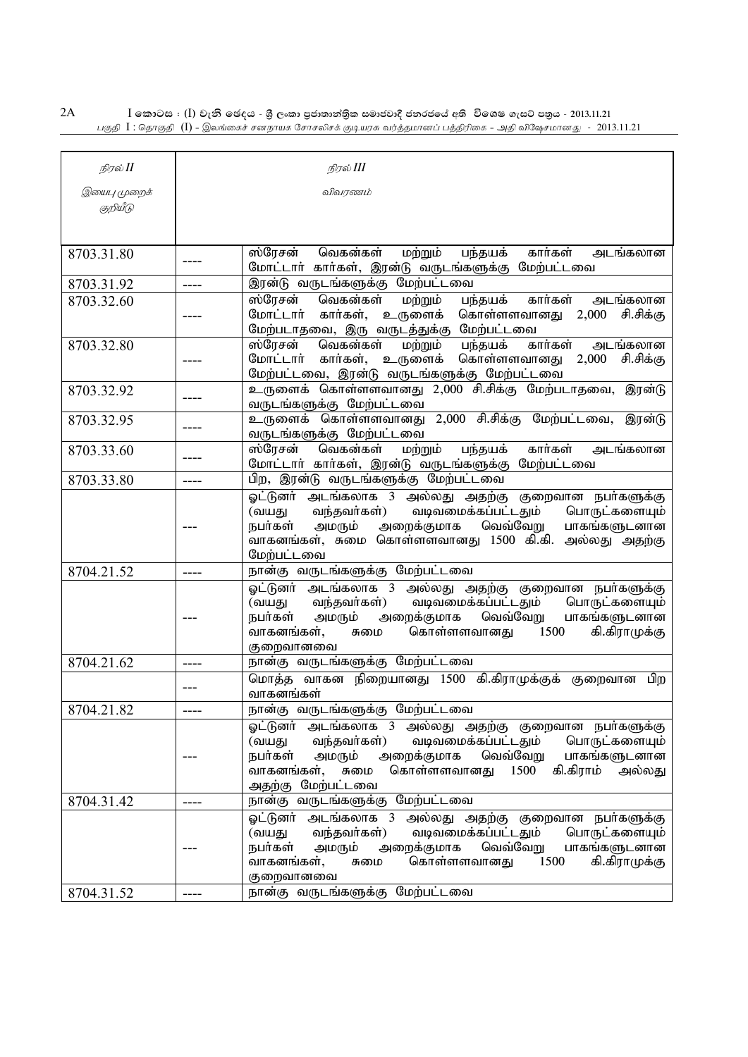| நிரல் II<br>இயைபு முறைக் குறியீடு | | நிரல் III<br>விவரணம் |
|---|---|---|
| 8703.31.80 | ---- | ஸ்ரேசன் வெகன்கள் மற்றும் பந்தயக் கார்கள் அடங்கலான மோட்டார் கார்கள், இரண்டு வருடங்களுக்கு மேற்பட்டவை |
| 8703.31.92 | ---- | இரண்டு வருடங்களுக்கு மேற்பட்டவை |
| 8703.32.60 | ---- | ஸ்ரேசன் வெகன்கள் மற்றும் பந்தயக் கார்கள் அடங்கலான மோட்டார் கார்கள், உருளைக் கொள்ளளவானது 2,000 சி.சிக்கு மேற்படாதவை, இரு வருடத்துக்கு மேற்பட்டவை |
| 8703.32.80 | ---- | ஸ்ரேசன் வெகன்கள் மற்றும் பந்தயக் கார்கள் அடங்கலான மோட்டார் கார்கள், உருளைக் கொள்ளளவானது 2,000 சி.சிக்கு மேற்பட்டவை, இரண்டு வருடங்களுக்கு மேற்பட்டவை |
| 8703.32.92 | ---- | உருளைக் கொள்ளளவானது 2,000 சி.சிக்கு மேற்படாதவை, இரண்டு வருடங்களுக்கு மேற்பட்டவை |
| 8703.32.95 | ---- | உருளைக் கொள்ளளவானது 2,000 சி.சிக்கு மேற்பட்டவை, இரண்டு வருடங்களுக்கு மேற்பட்டவை |
| 8703.33.60 | ---- | ஸ்ரேசன் வெகன்கள் மற்றும் பந்தயக் கார்கள் அடங்கலான மோட்டார் கார்கள், இரண்டு வருடங்களுக்கு மேற்பட்டவை |
| 8703.33.80 | ---- | பிற, இரண்டு வருடங்களுக்கு மேற்பட்டவை |
| | --- | ஓட்டுனர் அடங்கலாக 3 அல்லது அதற்கு குறைவான நபர்களுக்கு (வயது வந்தவர்கள்) வடிவமைக்கப்பட்டதும் பொருட்களையும் நபர்கள் அமரும் அறைக்குமாக வெவ்வேறு பாகங்களுடனான வாகனங்கள், சுமை கொள்ளளவானது 1500 கி.கி. அல்லது அதற்கு மேற்பட்டவை |
| 8704.21.52 | ---- | நான்கு வருடங்களுக்கு மேற்பட்டவை |
| | --- | ஓட்டுனர் அடங்கலாக 3 அல்லது அதற்கு குறைவான நபர்களுக்கு (வயது வந்தவர்கள்) வடிவமைக்கப்பட்டதும் பொருட்களையும் நபர்கள் அமரும் அறைக்குமாக வெவ்வேறு பாகங்களுடனான வாகனங்கள், சுமை கொள்ளளவானது 1500 கி.கிராமுக்கு குறைவானவை |
| 8704.21.62 | ---- | நான்கு வருடங்களுக்கு மேற்பட்டவை |
| | --- | மொத்த வாகன நிறையானது 1500 கி.கிராமுக்குக் குறைவான பிற வாகனங்கள் |
| 8704.21.82 | ---- | நான்கு வருடங்களுக்கு மேற்பட்டவை |
| | --- | ஓட்டுனர் அடங்கலாக 3 அல்லது அதற்கு குறைவான நபர்களுக்கு (வயது வந்தவர்கள்) வடிவமைக்கப்பட்டதும் பொருட்களையும் நபர்கள் அமரும் அறைக்குமாக வெவ்வேறு பாகங்களுடனான வாகனங்கள், சுமை கொள்ளளவானது 1500 கி.கிராம் அல்லது அதற்கு மேற்பட்டவை |
| 8704.31.42 | ---- | நான்கு வருடங்களுக்கு மேற்பட்டவை |
| | --- | ஓட்டுனர் அடங்கலாக 3 அல்லது அதற்கு குறைவான நபர்களுக்கு (வயது வந்தவர்கள்) வடிவமைக்கப்பட்டதும் பொருட்களையும் நபர்கள் அமரும் அறைக்குமாக வெவ்வேறு பாகங்களுடனான வாகனங்கள், சுமை கொள்ளளவானது 1500 கி.கிராமுக்கு குறைவானவை |
| 8704.31.52 | ---- | நான்கு வருடங்களுக்கு மேற்பட்டவை |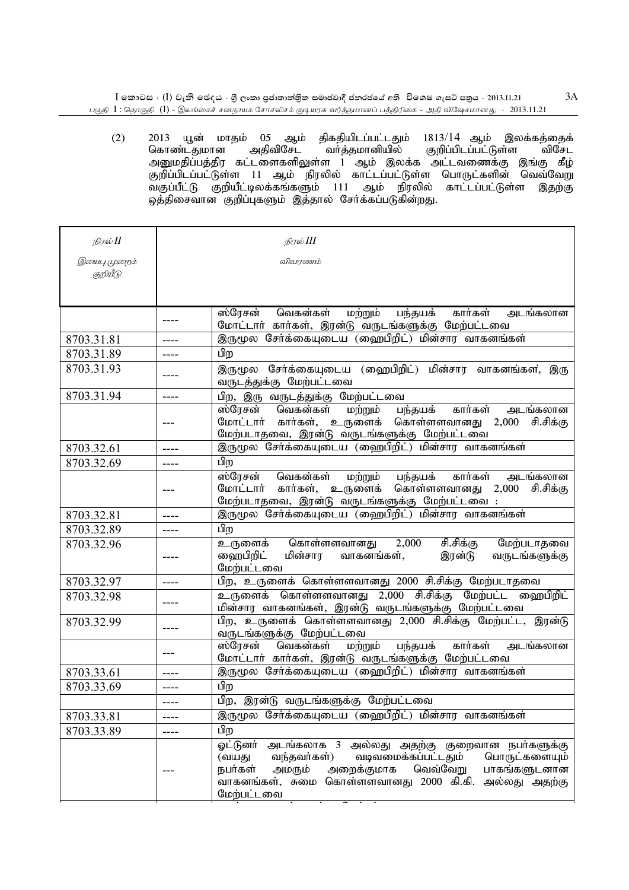(2) 2013 யூன் மாதம் 05 ஆம் திகதியிடப்பட்டதும் 1813/14 ஆம் இலக்கத்தைக் கொண்டதுமான அதிவிசேட வர்த்தமானியில் குறிப்பிடப்பட்டுள்ள விசேட அனுமதிப்பத்திர கட்டளைகளிலுள்ள 1 ஆம் இலக்க அட்டவணைக்கு இங்கு கீழ் குறிப்பிடப்பட்டுள்ள 11 ஆம் நிரலில் காட்டப்பட்டுள்ள பொருட்களின் வெவ்வேறு வகுப்பீட்டு குறியீட்டிலக்கங்களும் 111 ஆம் நிரலில் காட்டப்பட்டுள்ள இதற்கு ஒத்திசைவான குறிப்புகளும் இத்தால் சேர்க்கப்படுகின்றது.

| *நிரல் II* *இயைபு முறைக் குறியீடு* | *நிரல் III* *விவரணம்* | |
|---|---|---|
| | ---- | ஸ்ரேசன் வெகன்கள் மற்றும் பந்தயக் கார்கள் அடங்கலான மோட்டார் கார்கள், இரண்டு வருடங்களுக்கு மேற்பட்டவை |
| 8703.31.81 | ---- | இருமூல சேர்க்கையுடைய (ஹைபிறிட்) மின்சார வாகனங்கள் |
| 8703.31.89 | ---- | பிற |
| 8703.31.93 | ---- | இருமூல சேர்க்கையுடைய (ஹைபிறிட்) மின்சார வாகனங்கள், இரு வருடத்துக்கு மேற்பட்டவை |
| 8703.31.94 | ---- | பிற, இரு வருடத்துக்கு மேற்பட்டவை |
| | --- | ஸ்ரேசன் வெகன்கள் மற்றும் பந்தயக் கார்கள் அடங்கலான மோட்டார் கார்கள், உருளைக் கொள்ளளவானது 2,000 சி.சிக்கு மேற்படாதவை, இரண்டு வருடங்களுக்கு மேற்பட்டவை |
| 8703.32.61 | ---- | இருமூல சேர்க்கையுடைய (ஹைபிறிட்) மின்சார வாகனங்கள் |
| 8703.32.69 | ---- | பிற |
| | --- | ஸ்ரேசன் வெகன்கள் மற்றும் பந்தயக் கார்கள் அடங்கலான மோட்டார் கார்கள், உருளைக் கொள்ளளவானது 2,000 சி.சிக்கு மேற்படாதவை, இரண்டு வருடங்களுக்கு மேற்பட்டவை : |
| 8703.32.81 | ---- | இருமூல சேர்க்கையுடைய (ஹைபிறிட்) மின்சார வாகனங்கள் |
| 8703.32.89 | ---- | பிற |
| 8703.32.96 | ---- | உருளைக் கொள்ளளவானது 2,000 சி.சிக்கு மேற்படாதவை ஹைபிறிட் மின்சார வாகனங்கள், இரண்டு வருடங்களுக்கு மேற்பட்டவை |
| 8703.32.97 | ---- | பிற, உருளைக் கொள்ளளவானது 2000 சி.சிக்கு மேற்படாதவை |
| 8703.32.98 | ---- | உருளைக் கொள்ளளவானது 2,000 சி.சிக்கு மேற்பட்ட ஹைபிறிட் மின்சார வாகனங்கள், இரண்டு வருடங்களுக்கு மேற்பட்டவை |
| 8703.32.99 | ---- | பிற, உருளைக் கொள்ளளவானது 2,000 சி.சிக்கு மேற்பட்ட, இரண்டு வருடங்களுக்கு மேற்பட்டவை |
| | --- | ஸ்ரேசன் வெகன்கள் மற்றும் பந்தயக் கார்கள் அடங்கலான மோட்டார் கார்கள், இரண்டு வருடங்களுக்கு மேற்பட்டவை |
| 8703.33.61 | ---- | இருமூல சேர்க்கையுடைய (ஹைபிறிட்) மின்சார வாகனங்கள் |
| 8703.33.69 | ---- | பிற |
| | ---- | பிற, இரண்டு வருடங்களுக்கு மேற்பட்டவை |
| 8703.33.81 | ---- | இருமூல சேர்க்கையுடைய (ஹைபிறிட்) மின்சார வாகனங்கள் |
| 8703.33.89 | ---- | பிற |
| | --- | ஓட்டுனர் அடங்கலாக 3 அல்லது அதற்கு குறைவான நபர்களுக்கு (வயது வந்தவர்கள்) வடிவமைக்கப்பட்டதும் பொருட்களையும் நபர்கள் அமரும் அறைக்குமாக வெவ்வேறு பாகங்களுடனான வாகனங்கள், சுமை கொள்ளளவானது 2000 கி.கி. அல்லது அதற்கு மேற்பட்டவை |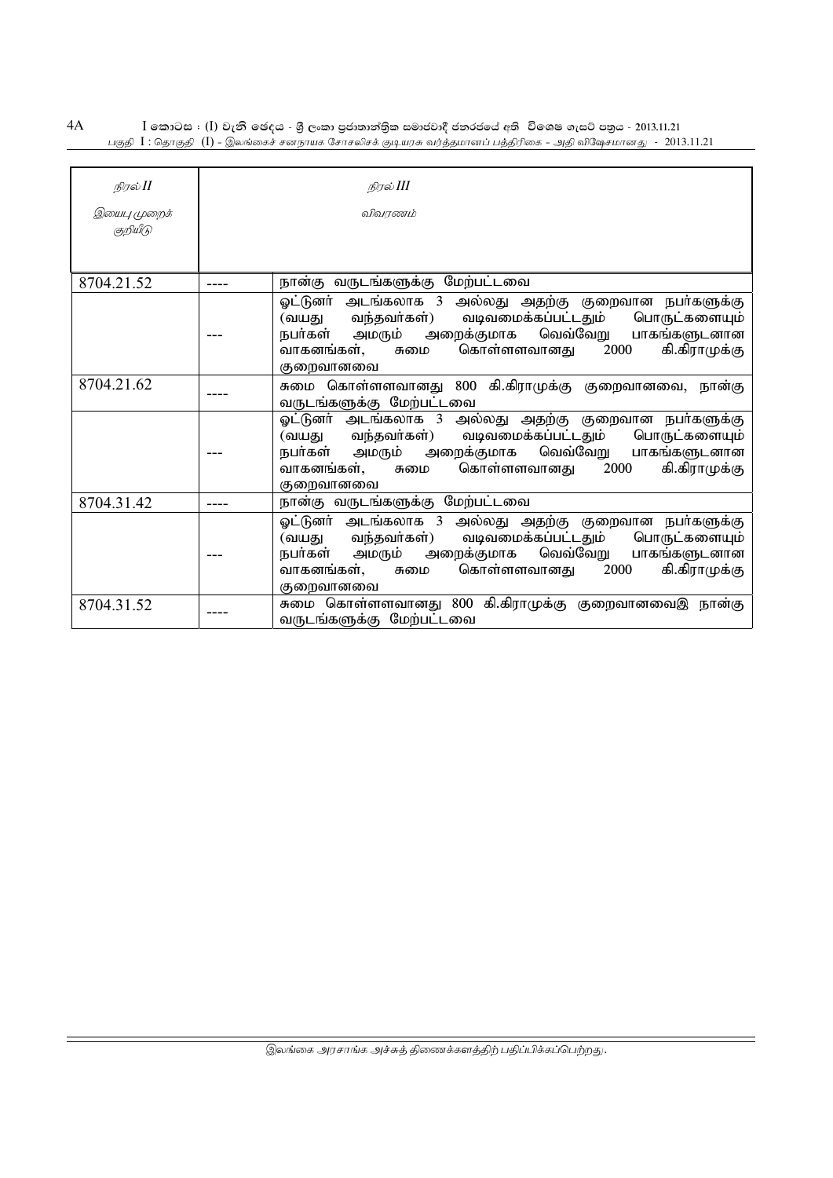| நிரல் II<br>இயைபு முறைக் குறியீடு | | நிரல் III<br>விவரணம் |
| --- | --- | --- |
| 8704.21.52 | ---- | நான்கு வருடங்களுக்கு மேற்பட்டவை |
| | --- | ஓட்டுனர் அடங்கலாக 3 அல்லது அதற்கு குறைவான நபர்களுக்கு (வயது வந்தவர்கள்) வடிவமைக்கப்பட்டதும் பொருட்களையும் நபர்கள் அமரும் அறைக்குமாக வெவ்வேறு பாகங்களுடனான வாகனங்கள், சுமை கொள்ளளவானது 2000 கி.கிராமுக்கு குறைவானவை |
| 8704.21.62 | ---- | சுமை கொள்ளளவானது 800 கி.கிராமுக்கு குறைவானவை, நான்கு வருடங்களுக்கு மேற்பட்டவை |
| | --- | ஓட்டுனர் அடங்கலாக 3 அல்லது அதற்கு குறைவான நபர்களுக்கு (வயது வந்தவர்கள்) வடிவமைக்கப்பட்டதும் பொருட்களையும் நபர்கள் அமரும் அறைக்குமாக வெவ்வேறு பாகங்களுடனான வாகனங்கள், சுமை கொள்ளளவானது 2000 கி.கிராமுக்கு குறைவானவை |
| 8704.31.42 | ---- | நான்கு வருடங்களுக்கு மேற்பட்டவை |
| | --- | ஓட்டுனர் அடங்கலாக 3 அல்லது அதற்கு குறைவான நபர்களுக்கு (வயது வந்தவர்கள்) வடிவமைக்கப்பட்டதும் பொருட்களையும் நபர்கள் அமரும் அறைக்குமாக வெவ்வேறு பாகங்களுடனான வாகனங்கள், சுமை கொள்ளளவானது 2000 கி.கிராமுக்கு குறைவானவை |
| 8704.31.52 | ---- | சுமை கொள்ளளவானது 800 கி.கிராமுக்கு குறைவானவைஇ நான்கு வருடங்களுக்கு மேற்பட்டவை |

இலங்கை அரசாங்க அச்சுத் திணைக்களத்திற் பதிப்பிக்கப்பெற்றது.